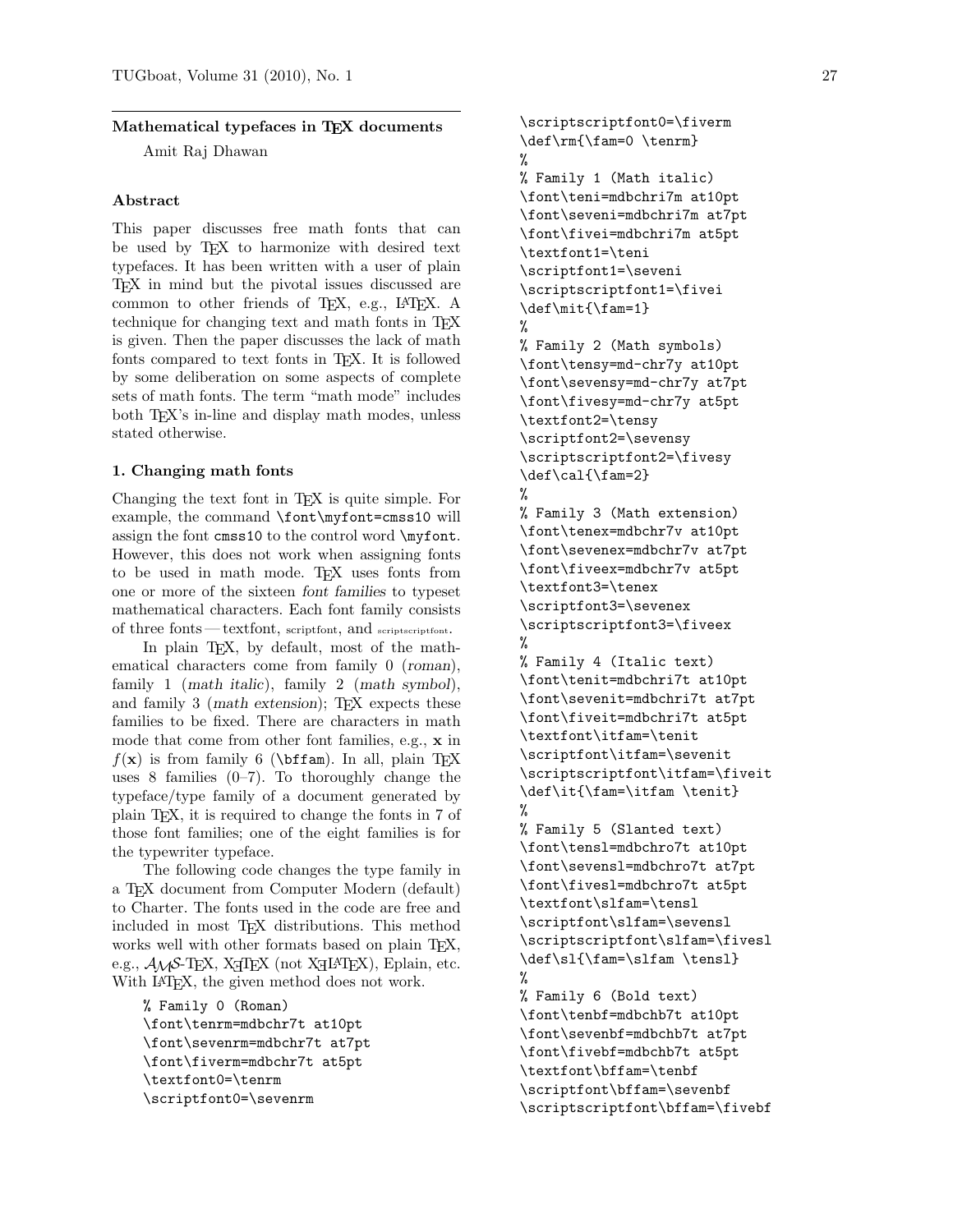## Mathematical typefaces in TeX documents

Amit Raj Dhawan

### Abstract

This paper discusses free math fonts that can be used by TeX to harmonize with desired text typefaces. It has been written with a user of plain TeX in mind but the pivotal issues discussed are common to other friends of TeX, e.g., LaTeX. A technique for changing text and math fonts in TeX is given. Then the paper discusses the lack of math fonts compared to text fonts in TeX. It is followed by some deliberation on some aspects of complete sets of math fonts. The term "math mode" includes both TeX's in-line and display math modes, unless stated otherwise.

### 1. Changing math fonts

Changing the text font in TeX is quite simple. For example, the command `\font\myfont=cmss10` will assign the font `cmss10` to the control word `\myfont`. However, this does not work when assigning fonts to be used in math mode. TeX uses fonts from one or more of the sixteen *font families* to typeset mathematical characters. Each font family consists of three fonts — textfont, scriptfont, and scriptscriptfont.

In plain TeX, by default, most of the mathematical characters come from family 0 (*roman*), family 1 (*math italic*), family 2 (*math symbol*), and family 3 (*math extension*); TeX expects these families to be fixed. There are characters in math mode that come from other font families, e.g., $\mathbf{x}$ in $f(\mathbf{x})$ is from family 6 (`\bffam`). In all, plain TeX uses 8 families (0–7). To thoroughly change the typeface/type family of a document generated by plain TeX, it is required to change the fonts in 7 of those font families; one of the eight families is for the typewriter typeface.

The following code changes the type family in a TeX document from Computer Modern (default) to Charter. The fonts used in the code are free and included in most TeX distributions. This method works well with other formats based on plain TeX, e.g., AMS-TeX, XeTeX (not XeLaTeX), Eplain, etc. With LaTeX, the given method does not work.

```
% Family 0 (Roman)
\font\tenrm=mdbchr7t at10pt
\font\sevenrm=mdbchr7t at7pt
\font\fiverm=mdbchr7t at5pt
\textfont0=\tenrm
\scriptfont0=\sevenrm
\scriptscriptfont0=\fiverm
\def\rm{\fam=0 \tenrm}
%
% Family 1 (Math italic)
\font\teni=mdbchri7m at10pt
\font\seveni=mdbchri7m at7pt
\font\fivei=mdbchri7m at5pt
\textfont1=\teni
\scriptfont1=\seveni
\scriptscriptfont1=\fivei
\def\mit{\fam=1}
%
% Family 2 (Math symbols)
\font\tensy=md-chr7y at10pt
\font\sevensy=md-chr7y at7pt
\font\fivesy=md-chr7y at5pt
\textfont2=\tensy
\scriptfont2=\sevensy
\scriptscriptfont2=\fivesy
\def\cal{\fam=2}
%
% Family 3 (Math extension)
\font\tenex=mdbchr7v at10pt
\font\sevenex=mdbchr7v at7pt
\font\fiveex=mdbchr7v at5pt
\textfont3=\tenex
\scriptfont3=\sevenex
\scriptscriptfont3=\fiveex
%
% Family 4 (Italic text)
\font\tenit=mdbchri7t at10pt
\font\sevenit=mdbchri7t at7pt
\font\fiveit=mdbchri7t at5pt
\textfont\itfam=\tenit
\scriptfont\itfam=\sevenit
\scriptscriptfont\itfam=\fiveit
\def\it{\fam=\itfam \tenit}
%
% Family 5 (Slanted text)
\font\tensl=mdbchro7t at10pt
\font\sevensl=mdbchro7t at7pt
\font\fivesl=mdbchro7t at5pt
\textfont\slfam=\tensl
\scriptfont\slfam=\sevensl
\scriptscriptfont\slfam=\fivesl
\def\sl{\fam=\slfam \tensl}
%
% Family 6 (Bold text)
\font\tenbf=mdbchb7t at10pt
\font\sevenbf=mdbchb7t at7pt
\font\fivebf=mdbchb7t at5pt
\textfont\bffam=\tenbf
\scriptfont\bffam=\sevenbf
\scriptscriptfont\bffam=\fivebf
```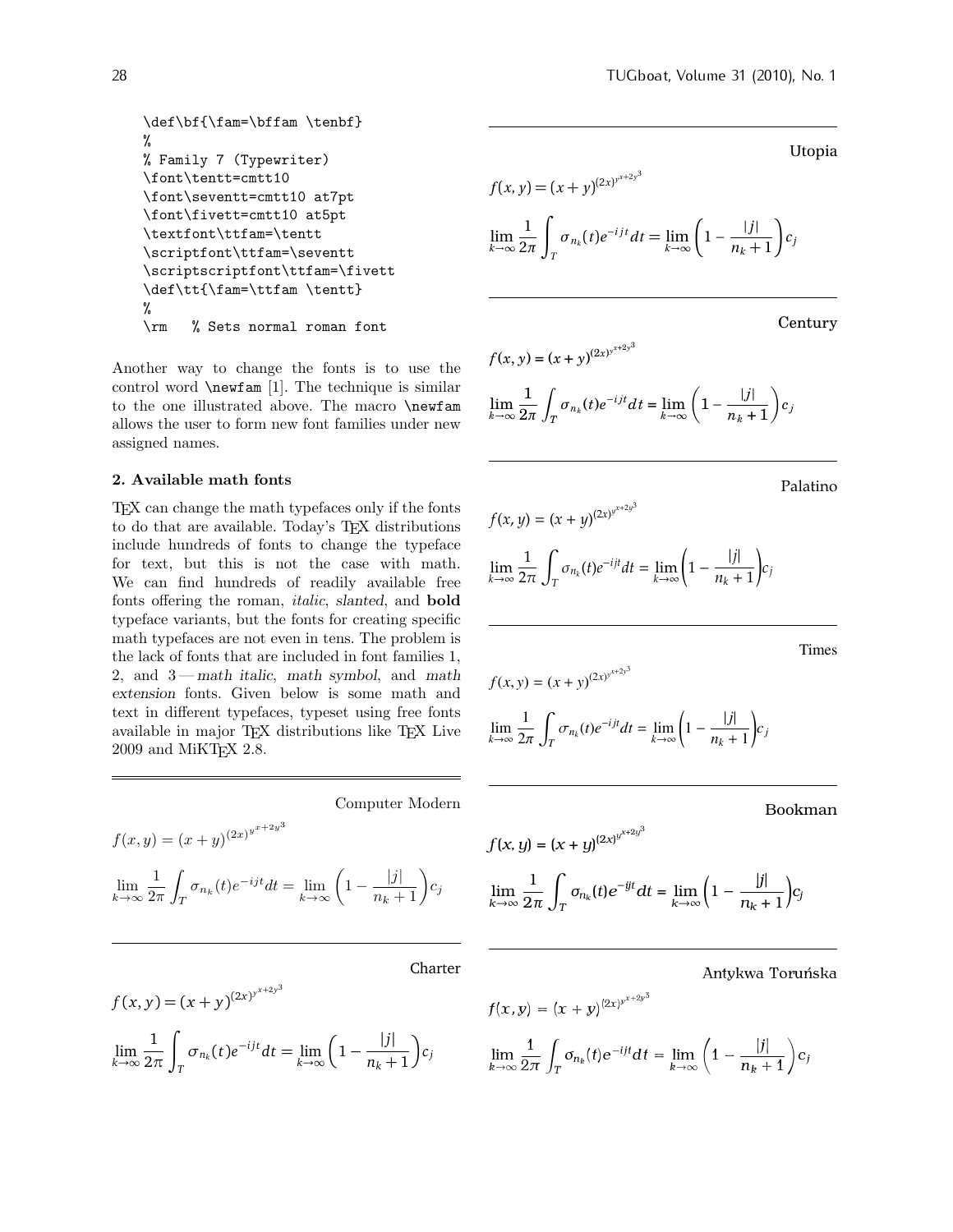```
\def\bf{\fam=\bffam \tenbf}
%
% Family 7 (Typewriter)
\font\tentt=cmtt10
\font\seventt=cmtt10 at7pt
\font\fivett=cmtt10 at5pt
\textfont\ttfam=\tentt
\scriptfont\ttfam=\seventt
\scriptscriptfont\ttfam=\fivett
\def\tt{\fam=\ttfam \tentt}
%
\rm   % Sets normal roman font
```

Another way to change the fonts is to use the control word `\newfam` [1]. The technique is similar to the one illustrated above. The macro `\newfam` allows the user to form new font families under new assigned names.

## 2. Available math fonts

TEX can change the math typefaces only if the fonts to do that are available. Today's TEX distributions include hundreds of fonts to change the typeface for text, but this is not the case with math. We can find hundreds of readily available free fonts offering the roman, *italic*, *slanted*, and **bold** typeface variants, but the fonts for creating specific math typefaces are not even in tens. The problem is the lack of fonts that are included in font families 1, 2, and 3 — *math italic*, *math symbol*, and *math extension* fonts. Given below is some math and text in different typefaces, typeset using free fonts available in major TEX distributions like TEX Live 2009 and MiKTEX 2.8.

---

Computer Modern

$$f(x,y) = (x+y)^{(2x)^{y^{x+2y^3}}}$$

$$\lim_{k\to\infty} \frac{1}{2\pi} \int_T \sigma_{n_k}(t) e^{-ijt} dt = \lim_{k\to\infty} \left(1 - \frac{|j|}{n_k+1}\right) c_j$$

---

Charter

$$f(x,y) = (x+y)^{(2x)^{y^{x+2y^3}}}$$

$$\lim_{k\to\infty} \frac{1}{2\pi} \int_T \sigma_{n_k}(t) e^{-ijt} dt = \lim_{k\to\infty} \left(1 - \frac{|j|}{n_k+1}\right) c_j$$

---

Utopia

$$f(x,y) = (x+y)^{(2x)^{y^{x+2y^3}}}$$

$$\lim_{k\to\infty} \frac{1}{2\pi} \int_T \sigma_{n_k}(t) e^{-ijt} dt = \lim_{k\to\infty} \left(1 - \frac{|j|}{n_k+1}\right) c_j$$

---

Century

$$f(x,y) = (x+y)^{(2x)^{y^{x+2y^3}}}$$

$$\lim_{k\to\infty} \frac{1}{2\pi} \int_T \sigma_{n_k}(t) e^{-ijt} dt = \lim_{k\to\infty} \left(1 - \frac{|j|}{n_k+1}\right) c_j$$

---

Palatino

$$f(x,y) = (x+y)^{(2x)^{y^{x+2y^3}}}$$

$$\lim_{k\to\infty} \frac{1}{2\pi} \int_T \sigma_{n_k}(t) e^{-ijt} dt = \lim_{k\to\infty} \left(1 - \frac{|j|}{n_k+1}\right) c_j$$

---

Times

$$f(x,y) = (x+y)^{(2x)^{y^{x+2y^3}}}$$

$$\lim_{k\to\infty} \frac{1}{2\pi} \int_T \sigma_{n_k}(t) e^{-ijt} dt = \lim_{k\to\infty} \left(1 - \frac{|j|}{n_k+1}\right) c_j$$

---

Bookman

$$f(x,y) = (x+y)^{(2x)^{y^{x+2y^3}}}$$

$$\lim_{k\to\infty} \frac{1}{2\pi} \int_T \sigma_{n_k}(t) e^{-ijt} dt = \lim_{k\to\infty} \left(1 - \frac{|j|}{n_k+1}\right) c_j$$

---

Antykwa Toruńska

$$f(x,y) = (x+y)^{(2x)^{y^{x+2y^3}}}$$

$$\lim_{k\to\infty} \frac{1}{2\pi} \int_T \sigma_{n_k}(t) e^{-ijt} dt = \lim_{k\to\infty} \left(1 - \frac{|j|}{n_k+1}\right) c_j$$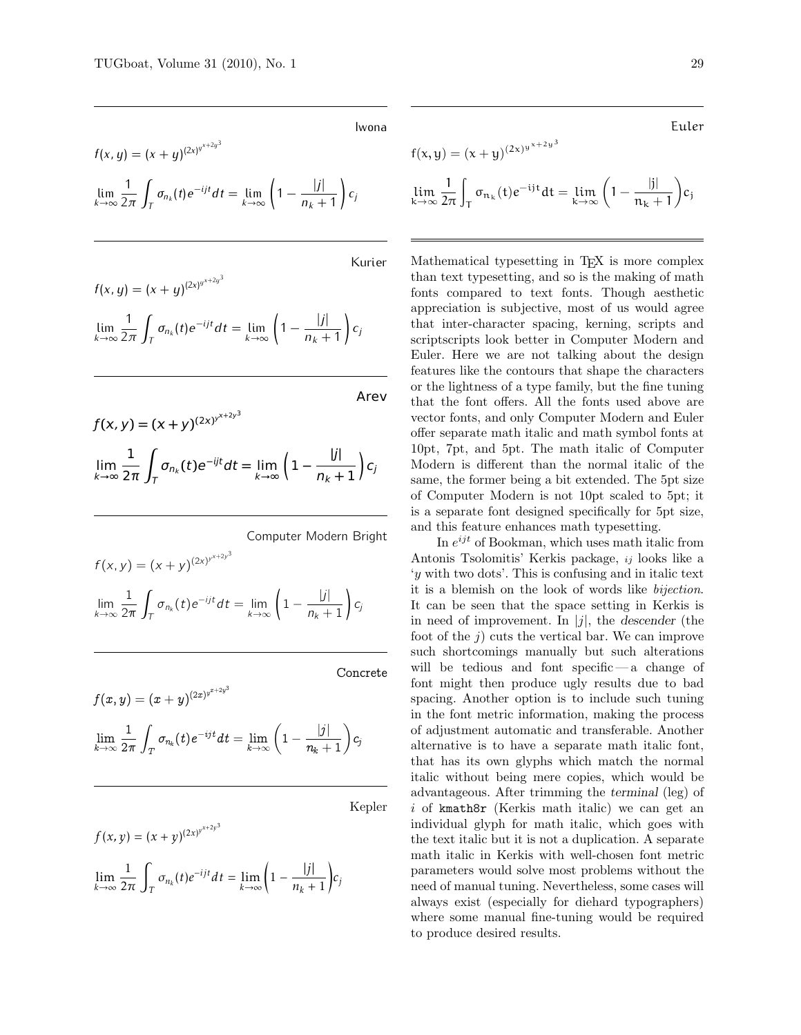Iwona

$$f(x,y) = (x+y)^{(2x)^{y^{x+2y^3}}}$$

$$\lim_{k\to\infty} \frac{1}{2\pi} \int_T \sigma_{n_k}(t) e^{-ijt} dt = \lim_{k\to\infty} \left(1 - \frac{|j|}{n_k+1}\right) c_j$$

Kurier

$$f(x,y) = (x+y)^{(2x)^{y^{x+2y^3}}}$$

$$\lim_{k\to\infty} \frac{1}{2\pi} \int_T \sigma_{n_k}(t) e^{-ijt} dt = \lim_{k\to\infty} \left(1 - \frac{|j|}{n_k+1}\right) c_j$$

Arev

$$f(x,y) = (x+y)^{(2x)^{y^{x+2y^3}}}$$

$$\lim_{k\to\infty} \frac{1}{2\pi} \int_T \sigma_{n_k}(t) e^{-ijt} dt = \lim_{k\to\infty} \left(1 - \frac{|j|}{n_k+1}\right) c_j$$

Computer Modern Bright

$$f(x,y) = (x+y)^{(2x)^{y^{x+2y^3}}}$$

$$\lim_{k\to\infty} \frac{1}{2\pi} \int_T \sigma_{n_k}(t) e^{-ijt} dt = \lim_{k\to\infty} \left(1 - \frac{|j|}{n_k+1}\right) c_j$$

Concrete

$$f(x,y) = (x+y)^{(2x)^{y^{x+2y^3}}}$$

$$\lim_{k\to\infty} \frac{1}{2\pi} \int_T \sigma_{n_k}(t) e^{-ijt} dt = \lim_{k\to\infty} \left(1 - \frac{|j|}{n_k+1}\right) c_j$$

Kepler

$$f(x,y) = (x+y)^{(2x)^{y^{x+2y^3}}}$$

$$\lim_{k\to\infty} \frac{1}{2\pi} \int_T \sigma_{n_k}(t) e^{-ijt} dt = \lim_{k\to\infty} \left(1 - \frac{|j|}{n_k+1}\right) c_j$$

Euler

$$f(x,y) = (x+y)^{(2x)^{y^{x+2y^3}}}$$

$$\lim_{k\to\infty} \frac{1}{2\pi} \int_T \sigma_{n_k}(t) e^{-ijt} dt = \lim_{k\to\infty} \left(1 - \frac{|j|}{n_k+1}\right) c_j$$

---

Mathematical typesetting in TeX is more complex than text typesetting, and so is the making of math fonts compared to text fonts. Though aesthetic appreciation is subjective, most of us would agree that inter-character spacing, kerning, scripts and scriptscripts look better in Computer Modern and Euler. Here we are not talking about the design features like the contours that shape the characters or the lightness of a type family, but the fine tuning that the font offers. All the fonts used above are vector fonts, and only Computer Modern and Euler offer separate math italic and math symbol fonts at 10pt, 7pt, and 5pt. The math italic of Computer Modern is different than the normal italic of the same, the former being a bit extended. The 5pt size of Computer Modern is not 10pt scaled to 5pt; it is a separate font designed specifically for 5pt size, and this feature enhances math typesetting.

In $e^{ijt}$ of Bookman, which uses math italic from Antonis Tsolomitis' Kerkis package, $_{ij}$ looks like a '$y$ with two dots'. This is confusing and in italic text it is a blemish on the look of words like *bijection*. It can be seen that the space setting in Kerkis is in need of improvement. In $|j|$, the *descender* (the foot of the $j$) cuts the vertical bar. We can improve such shortcomings manually but such alterations will be tedious and font specific — a change of font might then produce ugly results due to bad spacing. Another option is to include such tuning in the font metric information, making the process of adjustment automatic and transferable. Another alternative is to have a separate math italic font, that has its own glyphs which match the normal italic without being mere copies, which would be advantageous. After trimming the *terminal* (leg) of $i$ of `kmath8r` (Kerkis math italic) we can get an individual glyph for math italic, which goes with the text italic but it is not a duplication. A separate math italic in Kerkis with well-chosen font metric parameters would solve most problems without the need of manual tuning. Nevertheless, some cases will always exist (especially for diehard typographers) where some manual fine-tuning would be required to produce desired results.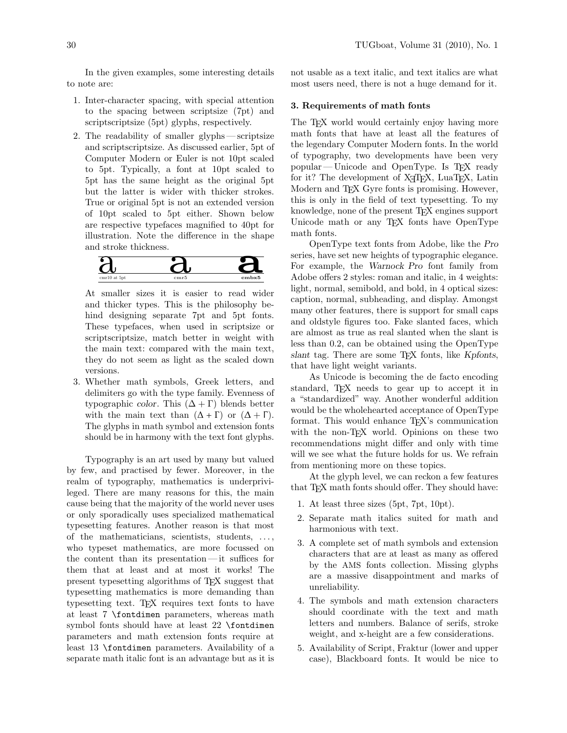In the given examples, some interesting details to note are:

1. Inter-character spacing, with special attention to the spacing between scriptsize (7pt) and scriptscriptsize (5pt) glyphs, respectively.
2. The readability of smaller glyphs — scriptsize and scriptscriptsize. As discussed earlier, 5pt of Computer Modern or Euler is not 10pt scaled to 5pt. Typically, a font at 10pt scaled to 5pt has the same height as the original 5pt but the latter is wider with thicker strokes. True or original 5pt is not an extended version of 10pt scaled to 5pt either. Shown below are respective typefaces magnified to 40pt for illustration. Note the difference in the shape and stroke thickness.

   | a | a | **a** |
   |---|---|---|
   | cmr10 at 5pt | cmr5 | **cmbx5** |

   At smaller sizes it is easier to read wider and thicker types. This is the philosophy behind designing separate 7pt and 5pt fonts. These typefaces, when used in scriptsize or scriptscriptsize, match better in weight with the main text: compared with the main text, they do not seem as light as the scaled down versions.
3. Whether math symbols, Greek letters, and delimiters go with the type family. Evenness of typographic *color*. This $(\Delta + \Gamma)$ blends better with the main text than $(\Delta + \Gamma)$ or $(\Delta + \Gamma)$. The glyphs in math symbol and extension fonts should be in harmony with the text font glyphs.

Typography is an art used by many but valued by few, and practised by fewer. Moreover, in the realm of typography, mathematics is underprivileged. There are many reasons for this, the main cause being that the majority of the world never uses or only sporadically uses specialized mathematical typesetting features. Another reason is that most of the mathematicians, scientists, students, ..., who typeset mathematics, are more focussed on the content than its presentation — it suffices for them that at least and at most it works! The present typesetting algorithms of TeX suggest that typesetting mathematics is more demanding than typesetting text. TeX requires text fonts to have at least 7 `\fontdimen` parameters, whereas math symbol fonts should have at least 22 `\fontdimen` parameters and math extension fonts require at least 13 `\fontdimen` parameters. Availability of a separate math italic font is an advantage but as it is not usable as a text italic, and text italics are what most users need, there is not a huge demand for it.

### 3. Requirements of math fonts

The TeX world would certainly enjoy having more math fonts that have at least all the features of the legendary Computer Modern fonts. In the world of typography, two developments have been very popular — Unicode and OpenType. Is TeX ready for it? The development of XeTeX, LuaTeX, Latin Modern and TeX Gyre fonts is promising. However, this is only in the field of text typesetting. To my knowledge, none of the present TeX engines support Unicode math or any TeX fonts have OpenType math fonts.

OpenType text fonts from Adobe, like the *Pro* series, have set new heights of typographic elegance. For example, the *Warnock Pro* font family from Adobe offers 2 styles: roman and italic, in 4 weights: light, normal, semibold, and bold, in 4 optical sizes: caption, normal, subheading, and display. Amongst many other features, there is support for small caps and oldstyle figures too. Fake slanted faces, which are almost as true as real slanted when the slant is less than 0.2, can be obtained using the OpenType *slant* tag. There are some TeX fonts, like *Kpfonts*, that have light weight variants.

As Unicode is becoming the de facto encoding standard, TeX needs to gear up to accept it in a "standardized" way. Another wonderful addition would be the wholehearted acceptance of OpenType format. This would enhance TeX's communication with the non-TeX world. Opinions on these two recommendations might differ and only with time will we see what the future holds for us. We refrain from mentioning more on these topics.

At the glyph level, we can reckon a few features that TeX math fonts should offer. They should have:

1. At least three sizes (5pt, 7pt, 10pt).
2. Separate math italics suited for math and harmonious with text.
3. A complete set of math symbols and extension characters that are at least as many as offered by the AMS fonts collection. Missing glyphs are a massive disappointment and marks of unreliability.
4. The symbols and math extension characters should coordinate with the text and math letters and numbers. Balance of serifs, stroke weight, and x-height are a few considerations.
5. Availability of Script, Fraktur (lower and upper case), Blackboard fonts. It would be nice to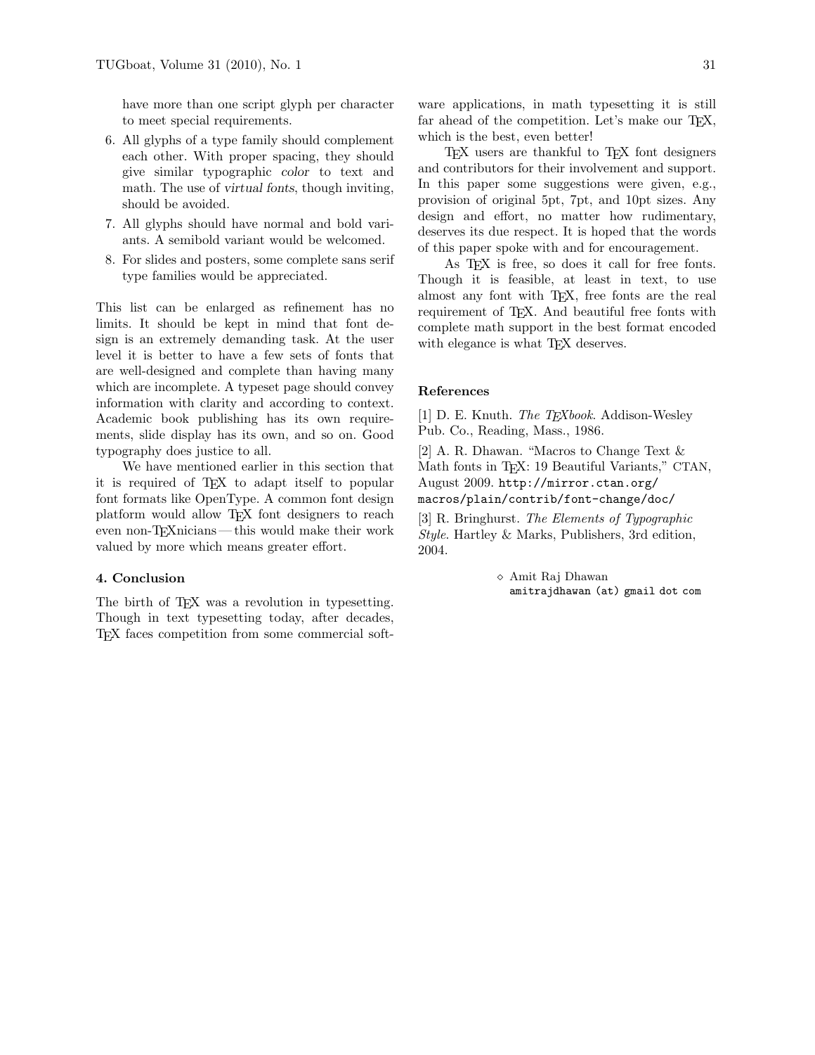have more than one script glyph per character to meet special requirements.

6. All glyphs of a type family should complement each other. With proper spacing, they should give similar typographic *color* to text and math. The use of *virtual fonts*, though inviting, should be avoided.
7. All glyphs should have normal and bold variants. A semibold variant would be welcomed.
8. For slides and posters, some complete sans serif type families would be appreciated.

This list can be enlarged as refinement has no limits. It should be kept in mind that font design is an extremely demanding task. At the user level it is better to have a few sets of fonts that are well-designed and complete than having many which are incomplete. A typeset page should convey information with clarity and according to context. Academic book publishing has its own requirements, slide display has its own, and so on. Good typography does justice to all.

We have mentioned earlier in this section that it is required of TeX to adapt itself to popular font formats like OpenType. A common font design platform would allow TeX font designers to reach even non-TeXnicians — this would make their work valued by more which means greater effort.

## 4. Conclusion

The birth of TeX was a revolution in typesetting. Though in text typesetting today, after decades, TeX faces competition from some commercial software applications, in math typesetting it is still far ahead of the competition. Let's make our TeX, which is the best, even better!

TeX users are thankful to TeX font designers and contributors for their involvement and support. In this paper some suggestions were given, e.g., provision of original 5pt, 7pt, and 10pt sizes. Any design and effort, no matter how rudimentary, deserves its due respect. It is hoped that the words of this paper spoke with and for encouragement.

As TeX is free, so does it call for free fonts. Though it is feasible, at least in text, to use almost any font with TeX, free fonts are the real requirement of TeX. And beautiful free fonts with complete math support in the best format encoded with elegance is what TeX deserves.

## References

[1] D. E. Knuth. *The TeXbook*. Addison-Wesley Pub. Co., Reading, Mass., 1986.

[2] A. R. Dhawan. "Macros to Change Text & Math fonts in TeX: 19 Beautiful Variants," CTAN, August 2009. `http://mirror.ctan.org/macros/plain/contrib/font-change/doc/`

[3] R. Bringhurst. *The Elements of Typographic Style*. Hartley & Marks, Publishers, 3rd edition, 2004.

◇ Amit Raj Dhawan
`amitrajdhawan (at) gmail dot com`